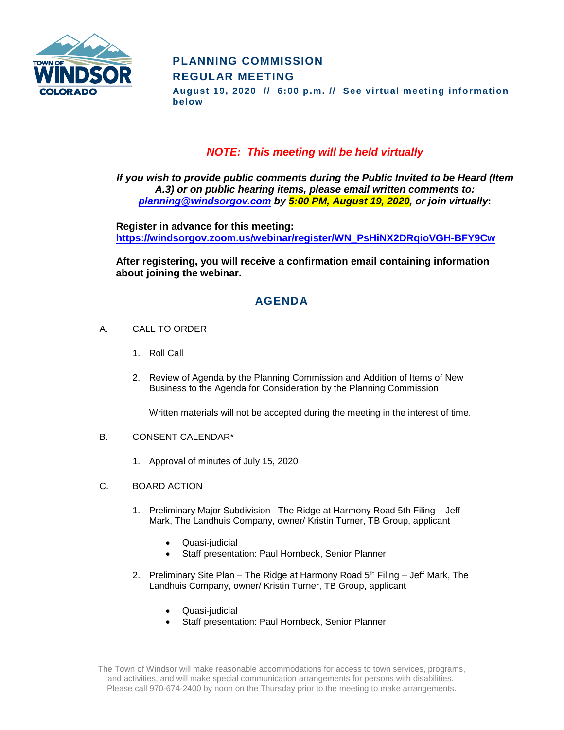TOWN OF WINDSOR COLORADO

# PLANNING COMMISSION REGULAR MEETING

**August 19, 2020 // 6:00 p.m. // See virtual meeting information below**

***NOTE: This meeting will be held virtually***

***If you wish to provide public comments during the Public Invited to be Heard (Item A.3) or on public hearing items, please email written comments to: planning@windsorgov.com by 5:00 PM, August 19, 2020, or join virtually:***

**Register in advance for this meeting:**
**https://windsorgov.zoom.us/webinar/register/WN_PsHiNX2DRqioVGH-BFY9Cw**

**After registering, you will receive a confirmation email containing information about joining the webinar.**

## AGENDA

A. CALL TO ORDER

1. Roll Call

2. Review of Agenda by the Planning Commission and Addition of Items of New Business to the Agenda for Consideration by the Planning Commission

   Written materials will not be accepted during the meeting in the interest of time.

B. CONSENT CALENDAR*

1. Approval of minutes of July 15, 2020

C. BOARD ACTION

1. Preliminary Major Subdivision– The Ridge at Harmony Road 5th Filing – Jeff Mark, The Landhuis Company, owner/ Kristin Turner, TB Group, applicant

   - Quasi-judicial
   - Staff presentation: Paul Hornbeck, Senior Planner

2. Preliminary Site Plan – The Ridge at Harmony Road 5th Filing – Jeff Mark, The Landhuis Company, owner/ Kristin Turner, TB Group, applicant

   - Quasi-judicial
   - Staff presentation: Paul Hornbeck, Senior Planner

The Town of Windsor will make reasonable accommodations for access to town services, programs, and activities, and will make special communication arrangements for persons with disabilities. Please call 970-674-2400 by noon on the Thursday prior to the meeting to make arrangements.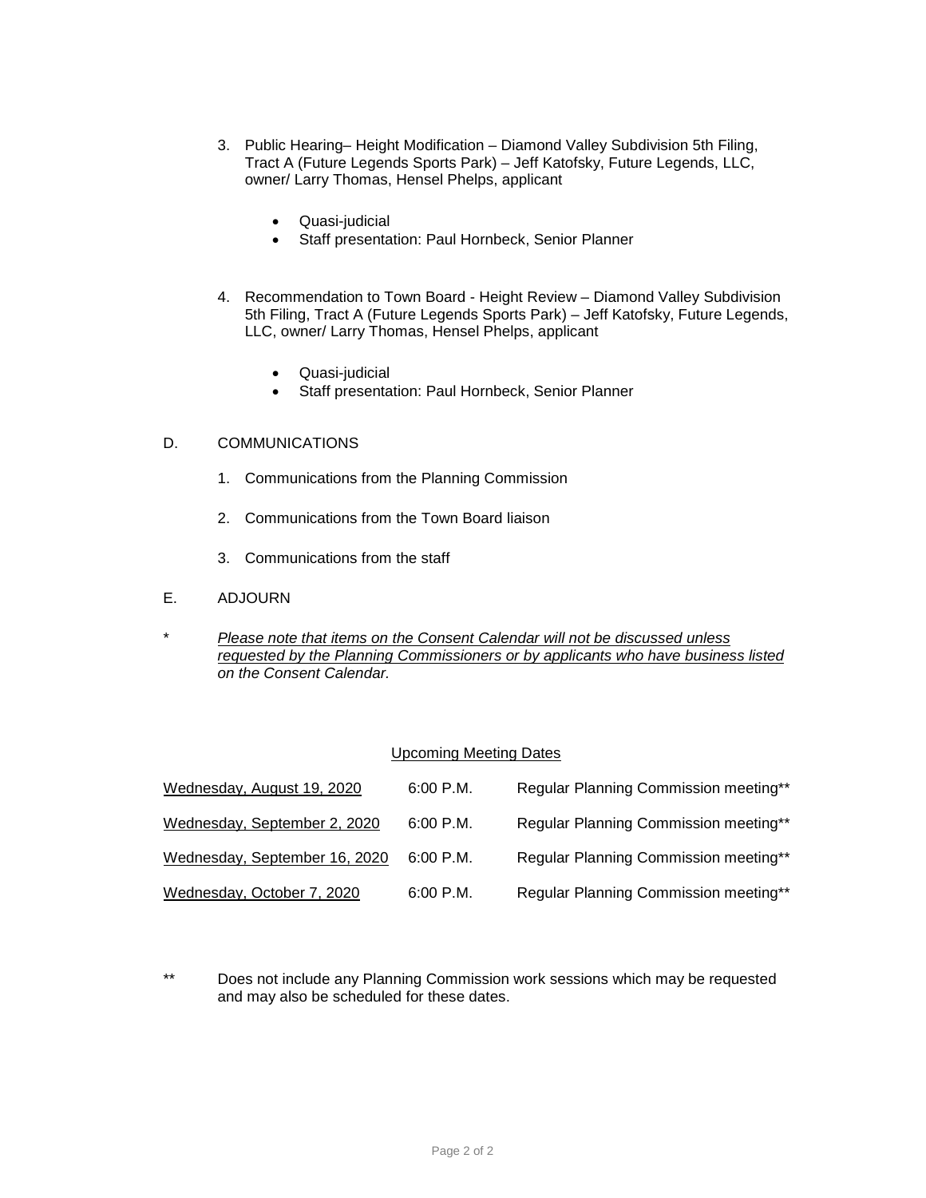3. Public Hearing– Height Modification – Diamond Valley Subdivision 5th Filing, Tract A (Future Legends Sports Park) – Jeff Katofsky, Future Legends, LLC, owner/ Larry Thomas, Hensel Phelps, applicant

    - Quasi-judicial
    - Staff presentation: Paul Hornbeck, Senior Planner

4. Recommendation to Town Board - Height Review – Diamond Valley Subdivision 5th Filing, Tract A (Future Legends Sports Park) – Jeff Katofsky, Future Legends, LLC, owner/ Larry Thomas, Hensel Phelps, applicant

    - Quasi-judicial
    - Staff presentation: Paul Hornbeck, Senior Planner

D. COMMUNICATIONS

1. Communications from the Planning Commission
2. Communications from the Town Board liaison
3. Communications from the staff

E. ADJOURN

\* *Please note that items on the Consent Calendar will not be discussed unless requested by the Planning Commissioners or by applicants who have business listed on the Consent Calendar.*

Upcoming Meeting Dates

| | | |
|---|---|---|
| Wednesday, August 19, 2020 | 6:00 P.M. | Regular Planning Commission meeting** |
| Wednesday, September 2, 2020 | 6:00 P.M. | Regular Planning Commission meeting** |
| Wednesday, September 16, 2020 | 6:00 P.M. | Regular Planning Commission meeting** |
| Wednesday, October 7, 2020 | 6:00 P.M. | Regular Planning Commission meeting** |

** Does not include any Planning Commission work sessions which may be requested and may also be scheduled for these dates.